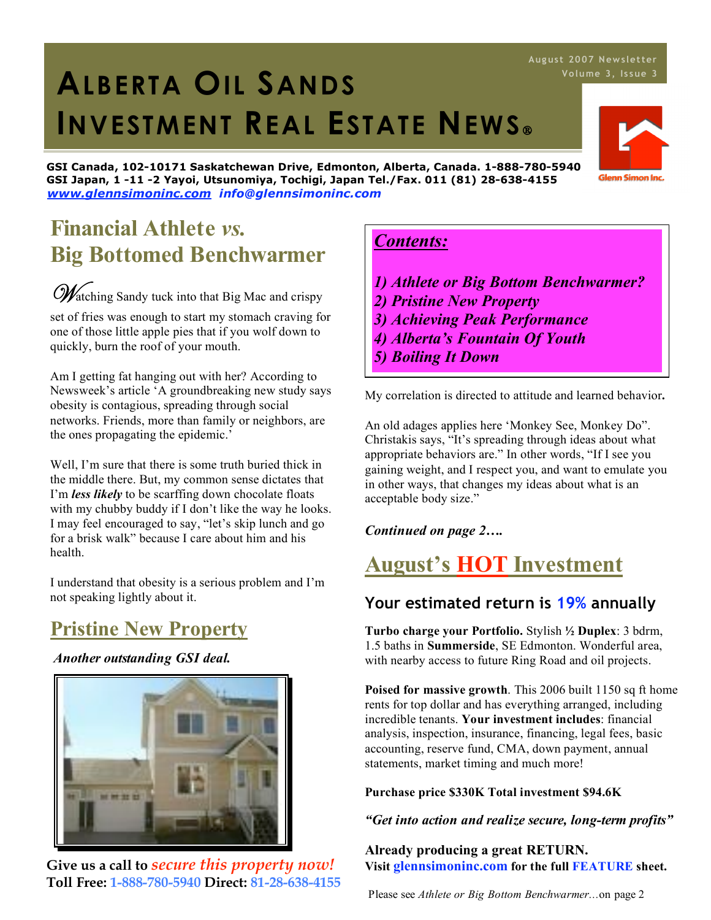# Alberta Oil Sands Investment Real Estate News®

August 2007 Newsletter
Volume 3, Issue 3

**GSI Canada, 102-10171 Saskatchewan Drive, Edmonton, Alberta, Canada. 1-888-780-5940**
**GSI Japan, 1 -11 -2 Yayoi, Utsunomiya, Tochigi, Japan Tel./Fax. 011 (81) 28-638-4155**
***www.glennsimoninc.com*** ***info@glennsimoninc.com***

Glenn Simon Inc.

## Financial Athlete *vs.* Big Bottomed Benchwarmer

Watching Sandy tuck into that Big Mac and crispy set of fries was enough to start my stomach craving for one of those little apple pies that if you wolf down to quickly, burn the roof of your mouth.

Am I getting fat hanging out with her? According to Newsweek's article 'A groundbreaking new study says obesity is contagious, spreading through social networks. Friends, more than family or neighbors, are the ones propagating the epidemic.'

Well, I'm sure that there is some truth buried thick in the middle there. But, my common sense dictates that I'm ***less likely*** to be scarffing down chocolate floats with my chubby buddy if I don't like the way he looks. I may feel encouraged to say, "let's skip lunch and go for a brisk walk" because I care about him and his health.

I understand that obesity is a serious problem and I'm not speaking lightly about it.

***Contents:***

***1) Athlete or Big Bottom Benchwarmer?***
***2) Pristine New Property***
***3) Achieving Peak Performance***
***4) Alberta's Fountain Of Youth***
***5) Boiling It Down***

My correlation is directed to attitude and learned behavior**.**

An old adages applies here 'Monkey See, Monkey Do". Christakis says, "It's spreading through ideas about what appropriate behaviors are." In other words, "If I see you gaining weight, and I respect you, and want to emulate you in other ways, that changes my ideas about what is an acceptable body size."

***Continued on page 2….***

## Pristine New Property

***Another outstanding GSI deal.***

**Give us a call to *secure this property now!***
**Toll Free: 1-888-780-5940 Direct: 81-28-638-4155**

## August's HOT Investment

### Your estimated return is 19% annually

**Turbo charge your Portfolio.** Stylish **½ Duplex**: 3 bdrm, 1.5 baths in **Summerside**, SE Edmonton. Wonderful area, with nearby access to future Ring Road and oil projects.

**Poised for massive growth**. This 2006 built 1150 sq ft home rents for top dollar and has everything arranged, including incredible tenants. **Your investment includes**: financial analysis, inspection, insurance, financing, legal fees, basic accounting, reserve fund, CMA, down payment, annual statements, market timing and much more!

**Purchase price $330K Total investment $94.6K**

***"Get into action and realize secure, long-term profits"***

**Already producing a great RETURN.**
**Visit glennsimoninc.com for the full FEATURE sheet.**

Please see *Athlete or Big Bottom Benchwarmer…*on page 2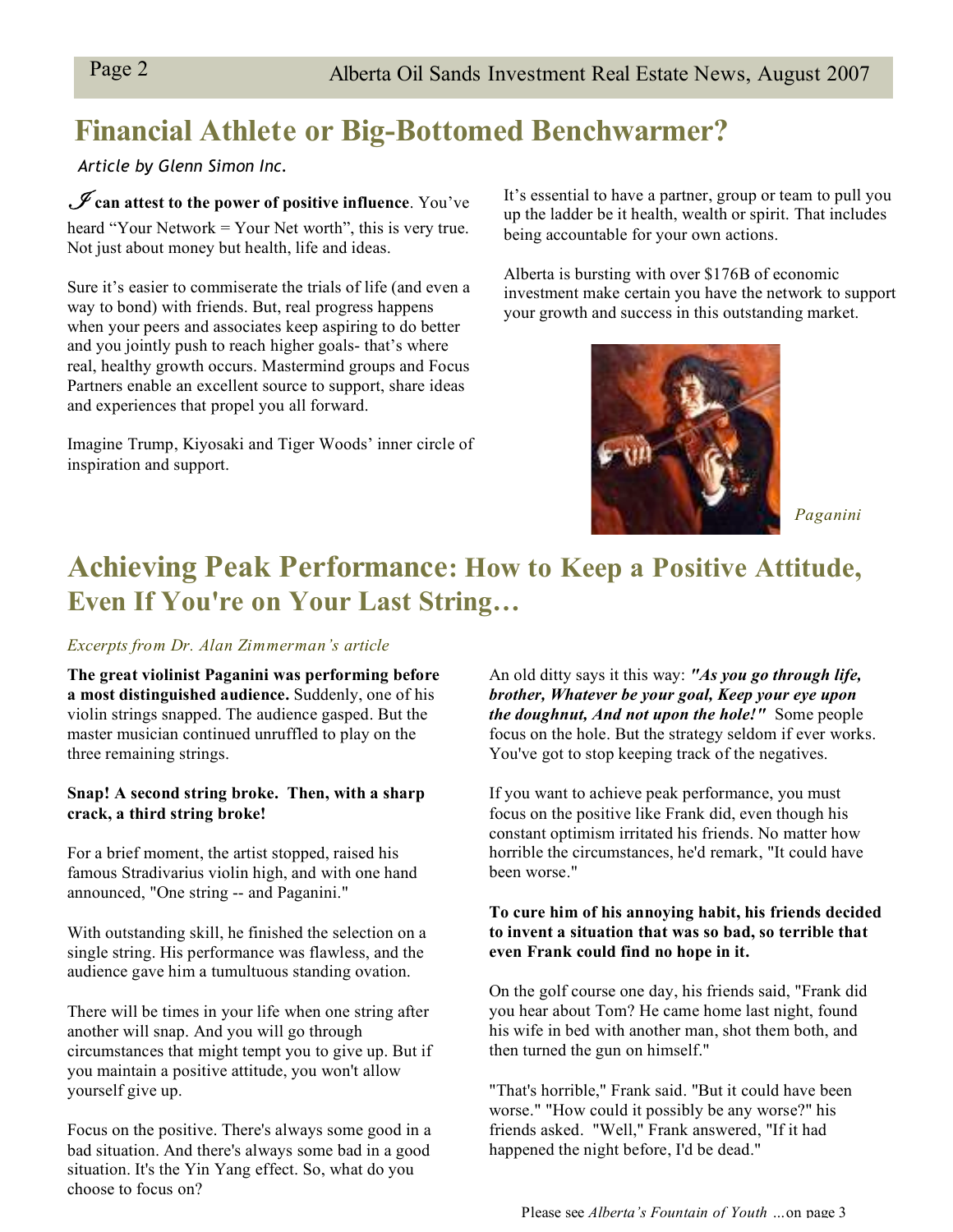# Financial Athlete or Big-Bottomed Benchwarmer?

*Article by Glenn Simon Inc.*

**I can attest to the power of positive influence**. You've heard "Your Network = Your Net worth", this is very true. Not just about money but health, life and ideas.

Sure it's easier to commiserate the trials of life (and even a way to bond) with friends. But, real progress happens when your peers and associates keep aspiring to do better and you jointly push to reach higher goals- that's where real, healthy growth occurs. Mastermind groups and Focus Partners enable an excellent source to support, share ideas and experiences that propel you all forward.

Imagine Trump, Kiyosaki and Tiger Woods' inner circle of inspiration and support.

It's essential to have a partner, group or team to pull you up the ladder be it health, wealth or spirit. That includes being accountable for your own actions.

Alberta is bursting with over $176B of economic investment make certain you have the network to support your growth and success in this outstanding market.

*Paganini*

# Achieving Peak Performance: How to Keep a Positive Attitude, Even If You're on Your Last String…

*Excerpts from Dr. Alan Zimmerman's article*

**The great violinist Paganini was performing before a most distinguished audience.** Suddenly, one of his violin strings snapped. The audience gasped. But the master musician continued unruffled to play on the three remaining strings.

**Snap! A second string broke. Then, with a sharp crack, a third string broke!**

For a brief moment, the artist stopped, raised his famous Stradivarius violin high, and with one hand announced, "One string -- and Paganini."

With outstanding skill, he finished the selection on a single string. His performance was flawless, and the audience gave him a tumultuous standing ovation.

There will be times in your life when one string after another will snap. And you will go through circumstances that might tempt you to give up. But if you maintain a positive attitude, you won't allow yourself give up.

Focus on the positive. There's always some good in a bad situation. And there's always some bad in a good situation. It's the Yin Yang effect. So, what do you choose to focus on?

An old ditty says it this way: ***"As you go through life, brother, Whatever be your goal, Keep your eye upon the doughnut, And not upon the hole!"*** Some people focus on the hole. But the strategy seldom if ever works. You've got to stop keeping track of the negatives.

If you want to achieve peak performance, you must focus on the positive like Frank did, even though his constant optimism irritated his friends. No matter how horrible the circumstances, he'd remark, "It could have been worse."

**To cure him of his annoying habit, his friends decided to invent a situation that was so bad, so terrible that even Frank could find no hope in it.**

On the golf course one day, his friends said, "Frank did you hear about Tom? He came home last night, found his wife in bed with another man, shot them both, and then turned the gun on himself."

"That's horrible," Frank said. "But it could have been worse." "How could it possibly be any worse?" his friends asked. "Well," Frank answered, "If it had happened the night before, I'd be dead."

Please see *Alberta's Fountain of Youth …*on page 3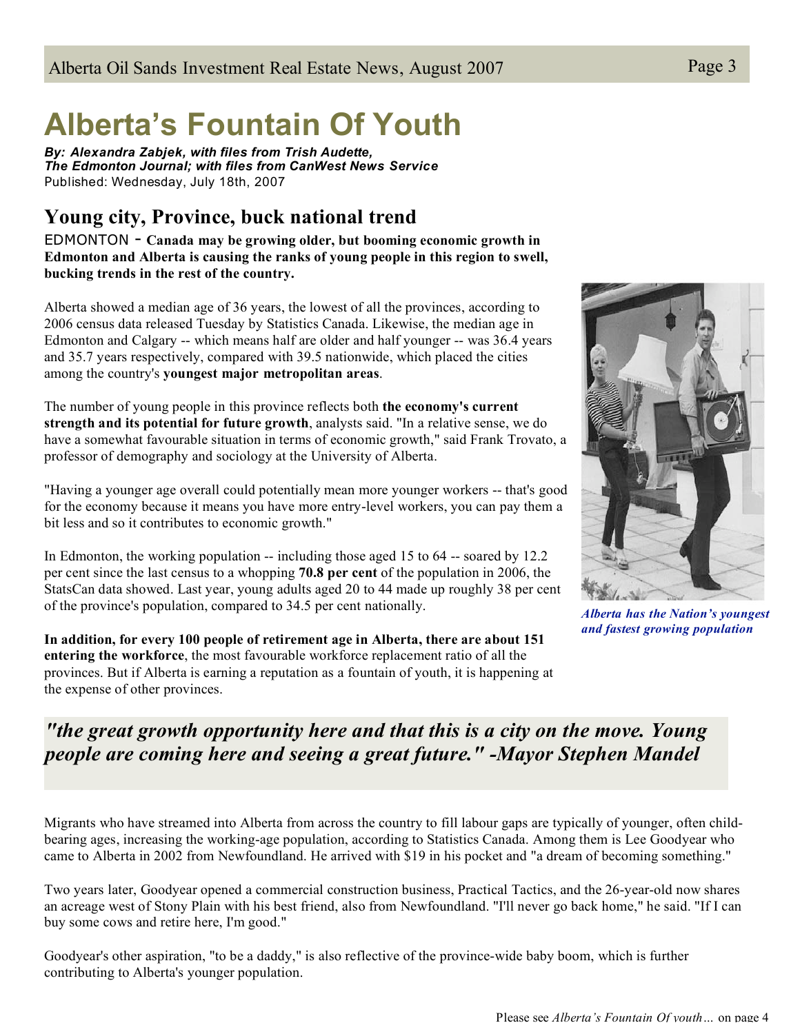# Alberta's Fountain Of Youth

***By: Alexandra Zabjek, with files from Trish Audette, The Edmonton Journal; with files from CanWest News Service***
Published: Wednesday, July 18th, 2007

## Young city, Province, buck national trend

EDMONTON - **Canada may be growing older, but booming economic growth in Edmonton and Alberta is causing the ranks of young people in this region to swell, bucking trends in the rest of the country.**

Alberta showed a median age of 36 years, the lowest of all the provinces, according to 2006 census data released Tuesday by Statistics Canada. Likewise, the median age in Edmonton and Calgary -- which means half are older and half younger -- was 36.4 years and 35.7 years respectively, compared with 39.5 nationwide, which placed the cities among the country's **youngest major metropolitan areas**.

The number of young people in this province reflects both **the economy's current strength and its potential for future growth**, analysts said. "In a relative sense, we do have a somewhat favourable situation in terms of economic growth," said Frank Trovato, a professor of demography and sociology at the University of Alberta.

"Having a younger age overall could potentially mean more younger workers -- that's good for the economy because it means you have more entry-level workers, you can pay them a bit less and so it contributes to economic growth."

In Edmonton, the working population -- including those aged 15 to 64 -- soared by 12.2 per cent since the last census to a whopping **70.8 per cent** of the population in 2006, the StatsCan data showed. Last year, young adults aged 20 to 44 made up roughly 38 per cent of the province's population, compared to 34.5 per cent nationally.

***Alberta has the Nation's youngest and fastest growing population***

**In addition, for every 100 people of retirement age in Alberta, there are about 151 entering the workforce**, the most favourable workforce replacement ratio of all the provinces. But if Alberta is earning a reputation as a fountain of youth, it is happening at the expense of other provinces.

> ***"the great growth opportunity here and that this is a city on the move. Young people are coming here and seeing a great future." -Mayor Stephen Mandel***

Migrants who have streamed into Alberta from across the country to fill labour gaps are typically of younger, often child-bearing ages, increasing the working-age population, according to Statistics Canada. Among them is Lee Goodyear who came to Alberta in 2002 from Newfoundland. He arrived with $19 in his pocket and "a dream of becoming something."

Two years later, Goodyear opened a commercial construction business, Practical Tactics, and the 26-year-old now shares an acreage west of Stony Plain with his best friend, also from Newfoundland. "I'll never go back home," he said. "If I can buy some cows and retire here, I'm good."

Goodyear's other aspiration, "to be a daddy," is also reflective of the province-wide baby boom, which is further contributing to Alberta's younger population.

Please see *Alberta's Fountain Of youth…* on page 4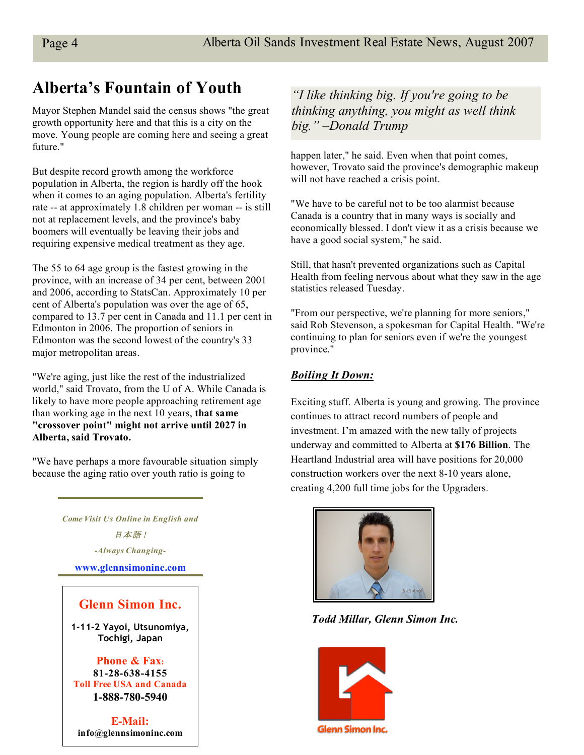# Alberta's Fountain of Youth

Mayor Stephen Mandel said the census shows "the great growth opportunity here and that this is a city on the move. Young people are coming here and seeing a great future."

But despite record growth among the workforce population in Alberta, the region is hardly off the hook when it comes to an aging population. Alberta's fertility rate -- at approximately 1.8 children per woman -- is still not at replacement levels, and the province's baby boomers will eventually be leaving their jobs and requiring expensive medical treatment as they age.

The 55 to 64 age group is the fastest growing in the province, with an increase of 34 per cent, between 2001 and 2006, according to StatsCan. Approximately 10 per cent of Alberta's population was over the age of 65, compared to 13.7 per cent in Canada and 11.1 per cent in Edmonton in 2006. The proportion of seniors in Edmonton was the second lowest of the country's 33 major metropolitan areas.

"We're aging, just like the rest of the industrialized world," said Trovato, from the U of A. While Canada is likely to have more people approaching retirement age than working age in the next 10 years, **that same "crossover point" might not arrive until 2027 in Alberta, said Trovato.**

"We have perhaps a more favourable situation simply because the aging ratio over youth ratio is going to happen later," he said. Even when that point comes, however, Trovato said the province's demographic makeup will not have reached a crisis point.

"We have to be careful not to be too alarmist because Canada is a country that in many ways is socially and economically blessed. I don't view it as a crisis because we have a good social system," he said.

Still, that hasn't prevented organizations such as Capital Health from feeling nervous about what they saw in the age statistics released Tuesday.

"From our perspective, we're planning for more seniors," said Rob Stevenson, a spokesman for Capital Health. "We're continuing to plan for seniors even if we're the youngest province."

> *"I like thinking big. If you're going to be thinking anything, you might as well think big." –Donald Trump*

***Boiling It Down:***

Exciting stuff. Alberta is young and growing. The province continues to attract record numbers of people and investment. I'm amazed with the new tally of projects underway and committed to Alberta at **$176 Billion**. The Heartland Industrial area will have positions for 20,000 construction workers over the next 8-10 years alone, creating 4,200 full time jobs for the Upgraders.

***Todd Millar, Glenn Simon Inc.***

*Come Visit Us Online in English and 日本語！*

*-Always Changing-*

**www.glennsimoninc.com**

**Glenn Simon Inc.**

1-11-2 Yayoi, Utsunomiya, Tochigi, Japan

**Phone & Fax:**
81-28-638-4155
**Toll Free USA and Canada**
1-888-780-5940

**E-Mail:**
info@glennsimoninc.com

Glenn Simon Inc.